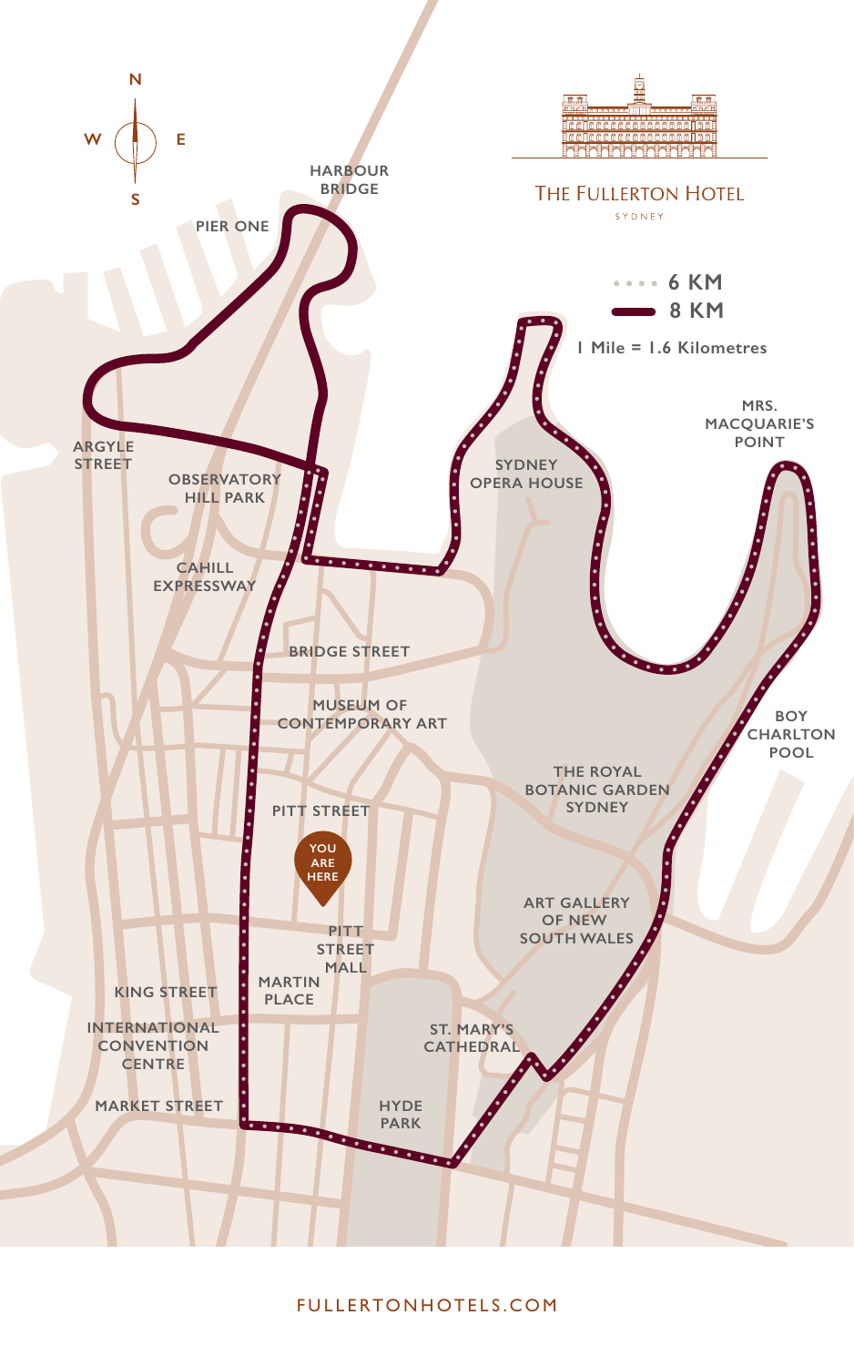# THE FULLERTON HOTEL

SYDNEY

- 6 KM
- 8 KM

1 Mile = 1.6 Kilometres

N
W E
S

HARBOUR BRIDGE

PIER ONE

ARGYLE STREET

OBSERVATORY HILL PARK

CAHILL EXPRESSWAY

SYDNEY OPERA HOUSE

MRS. MACQUARIE'S POINT

BRIDGE STREET

MUSEUM OF CONTEMPORARY ART

BOY CHARLTON POOL

THE ROYAL BOTANIC GARDEN SYDNEY

PITT STREET

YOU ARE HERE

ART GALLERY OF NEW SOUTH WALES

PITT STREET MALL

MARTIN PLACE

KING STREET

INTERNATIONAL CONVENTION CENTRE

ST. MARY'S CATHEDRAL

MARKET STREET

HYDE PARK

FULLERTONHOTELS.COM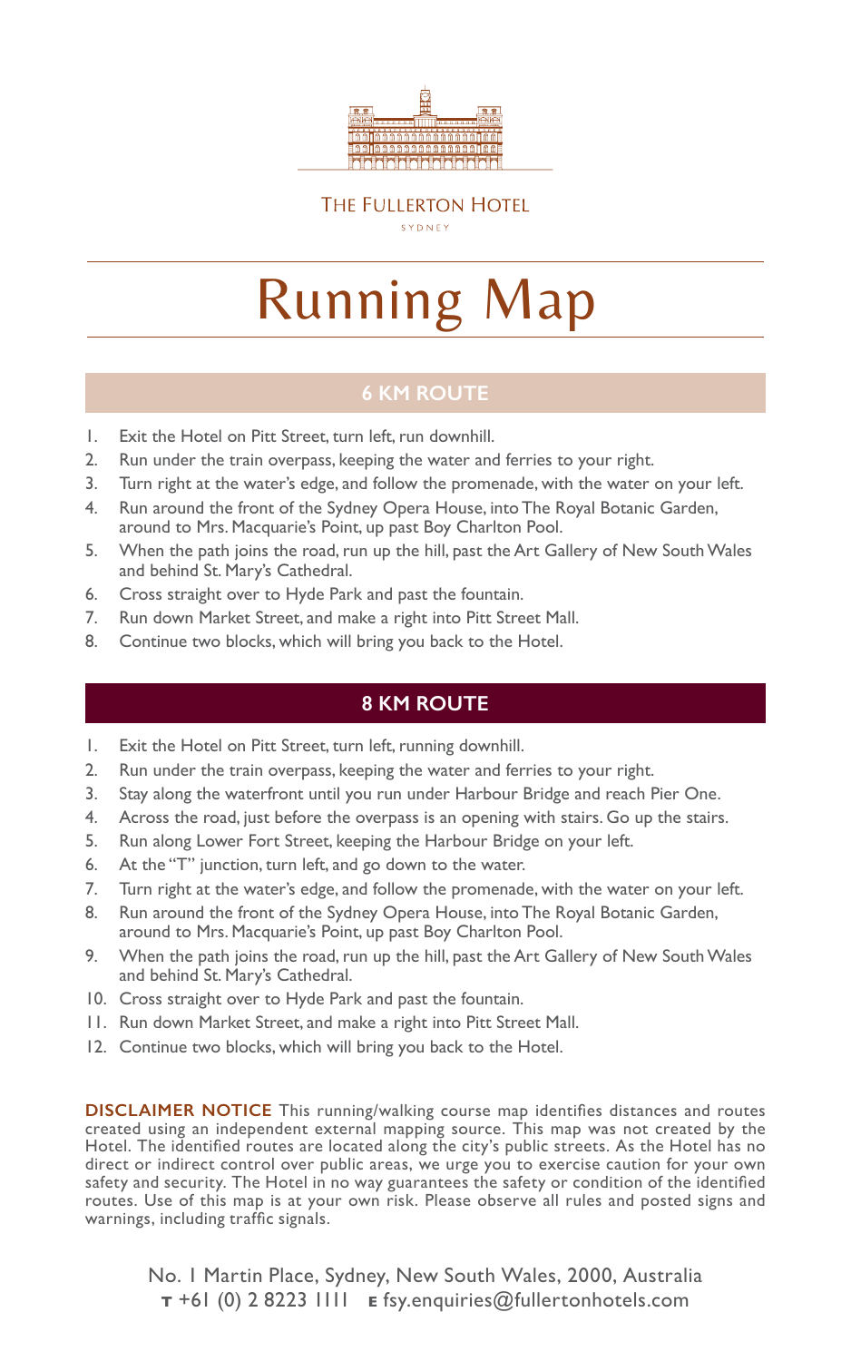THE FULLERTON HOTEL

SYDNEY

# Running Map

## 6 KM ROUTE

1. Exit the Hotel on Pitt Street, turn left, run downhill.
2. Run under the train overpass, keeping the water and ferries to your right.
3. Turn right at the water's edge, and follow the promenade, with the water on your left.
4. Run around the front of the Sydney Opera House, into The Royal Botanic Garden, around to Mrs. Macquarie's Point, up past Boy Charlton Pool.
5. When the path joins the road, run up the hill, past the Art Gallery of New South Wales and behind St. Mary's Cathedral.
6. Cross straight over to Hyde Park and past the fountain.
7. Run down Market Street, and make a right into Pitt Street Mall.
8. Continue two blocks, which will bring you back to the Hotel.

## 8 KM ROUTE

1. Exit the Hotel on Pitt Street, turn left, running downhill.
2. Run under the train overpass, keeping the water and ferries to your right.
3. Stay along the waterfront until you run under Harbour Bridge and reach Pier One.
4. Across the road, just before the overpass is an opening with stairs. Go up the stairs.
5. Run along Lower Fort Street, keeping the Harbour Bridge on your left.
6. At the "T" junction, turn left, and go down to the water.
7. Turn right at the water's edge, and follow the promenade, with the water on your left.
8. Run around the front of the Sydney Opera House, into The Royal Botanic Garden, around to Mrs. Macquarie's Point, up past Boy Charlton Pool.
9. When the path joins the road, run up the hill, past the Art Gallery of New South Wales and behind St. Mary's Cathedral.
10. Cross straight over to Hyde Park and past the fountain.
11. Run down Market Street, and make a right into Pitt Street Mall.
12. Continue two blocks, which will bring you back to the Hotel.

**DISCLAIMER NOTICE** This running/walking course map identifies distances and routes created using an independent external mapping source. This map was not created by the Hotel. The identified routes are located along the city's public streets. As the Hotel has no direct or indirect control over public areas, we urge you to exercise caution for your own safety and security. The Hotel in no way guarantees the safety or condition of the identified routes. Use of this map is at your own risk. Please observe all rules and posted signs and warnings, including traffic signals.

No. 1 Martin Place, Sydney, New South Wales, 2000, Australia
**T** +61 (0) 2 8223 1111 **E** fsy.enquiries@fullertonhotels.com